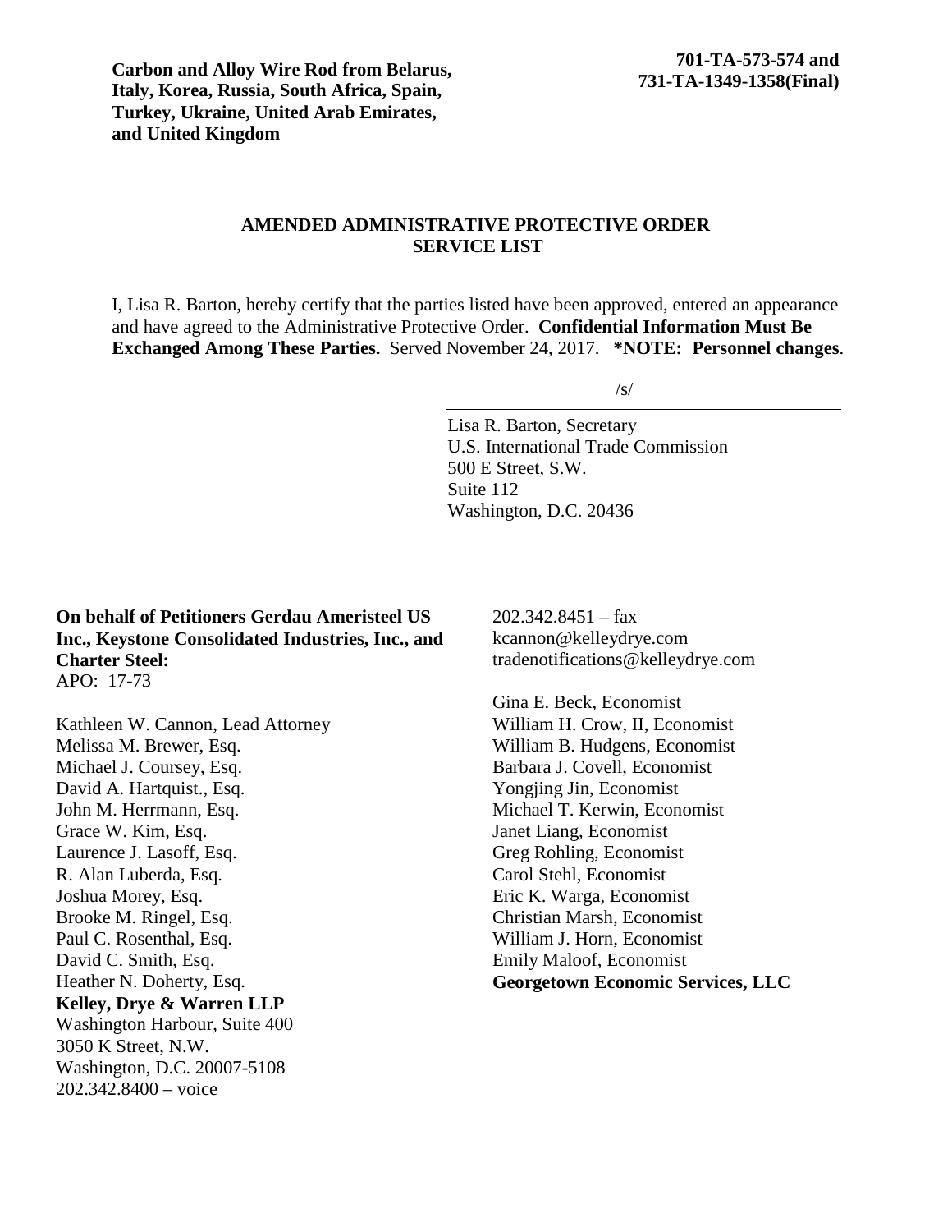**Carbon and Alloy Wire Rod from Belarus, Italy, Korea, Russia, South Africa, Spain, Turkey, Ukraine, United Arab Emirates, and United Kingdom**

**701-TA-573-574 and 731-TA-1349-1358(Final)**

## AMENDED ADMINISTRATIVE PROTECTIVE ORDER SERVICE LIST

I, Lisa R. Barton, hereby certify that the parties listed have been approved, entered an appearance and have agreed to the Administrative Protective Order. **Confidential Information Must Be Exchanged Among These Parties.** Served November 24, 2017. **\*NOTE: Personnel changes**.

/s/

Lisa R. Barton, Secretary
U.S. International Trade Commission
500 E Street, S.W.
Suite 112
Washington, D.C. 20436

**On behalf of Petitioners Gerdau Ameristeel US Inc., Keystone Consolidated Industries, Inc., and Charter Steel:**
APO: 17-73

Kathleen W. Cannon, Lead Attorney
Melissa M. Brewer, Esq.
Michael J. Coursey, Esq.
David A. Hartquist., Esq.
John M. Herrmann, Esq.
Grace W. Kim, Esq.
Laurence J. Lasoff, Esq.
R. Alan Luberda, Esq.
Joshua Morey, Esq.
Brooke M. Ringel, Esq.
Paul C. Rosenthal, Esq.
David C. Smith, Esq.
Heather N. Doherty, Esq.
**Kelley, Drye & Warren LLP**
Washington Harbour, Suite 400
3050 K Street, N.W.
Washington, D.C. 20007-5108
202.342.8400 – voice
202.342.8451 – fax
kcannon@kelleydrye.com
tradenotifications@kelleydrye.com

Gina E. Beck, Economist
William H. Crow, II, Economist
William B. Hudgens, Economist
Barbara J. Covell, Economist
Yongjing Jin, Economist
Michael T. Kerwin, Economist
Janet Liang, Economist
Greg Rohling, Economist
Carol Stehl, Economist
Eric K. Warga, Economist
Christian Marsh, Economist
William J. Horn, Economist
Emily Maloof, Economist
**Georgetown Economic Services, LLC**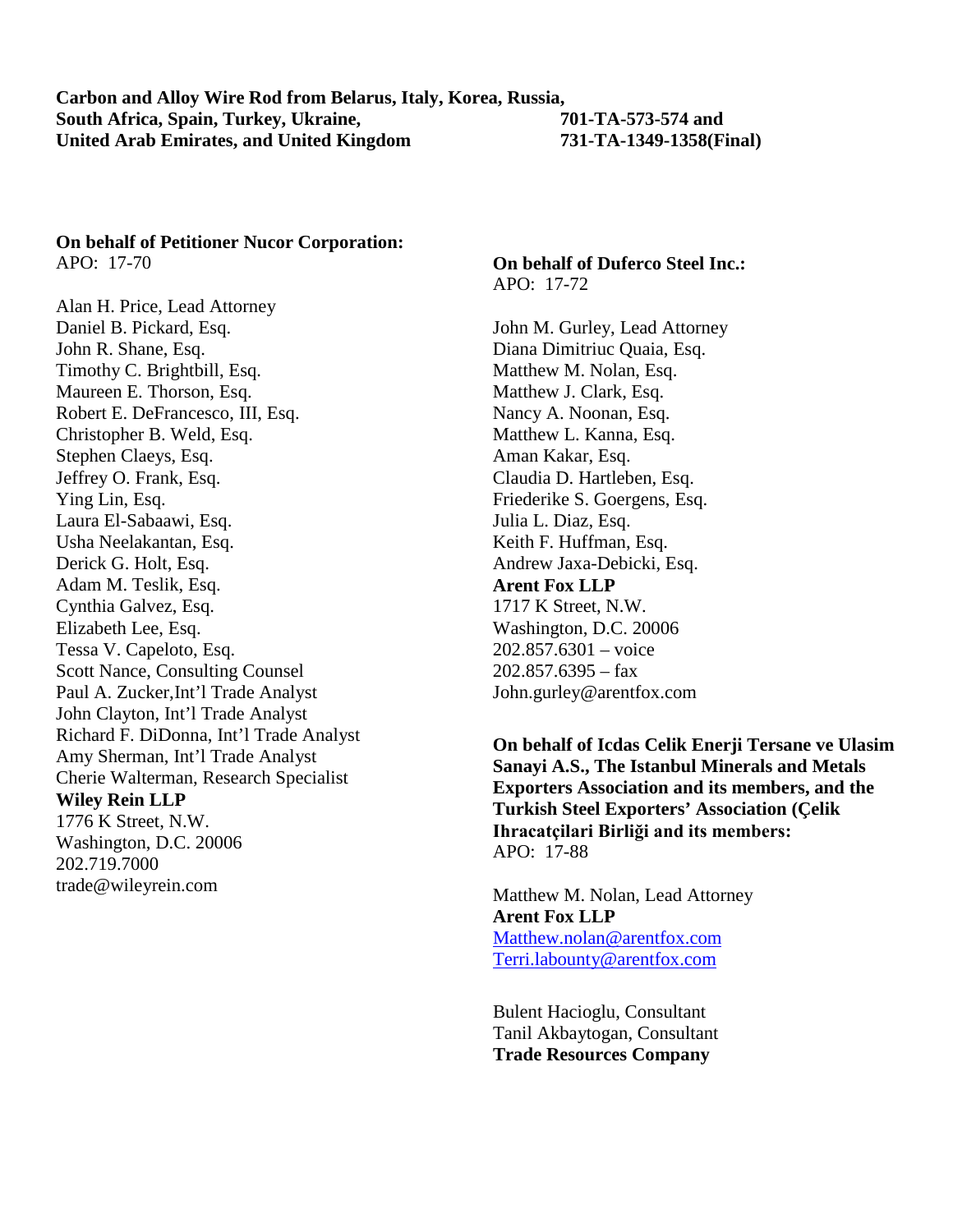**Carbon and Alloy Wire Rod from Belarus, Italy, Korea, Russia, South Africa, Spain, Turkey, Ukraine, United Arab Emirates, and United Kingdom**

**701-TA-573-574 and 731-TA-1349-1358(Final)**

**On behalf of Petitioner Nucor Corporation:**
APO: 17-70

Alan H. Price, Lead Attorney
Daniel B. Pickard, Esq.
John R. Shane, Esq.
Timothy C. Brightbill, Esq.
Maureen E. Thorson, Esq.
Robert E. DeFrancesco, III, Esq.
Christopher B. Weld, Esq.
Stephen Claeys, Esq.
Jeffrey O. Frank, Esq.
Ying Lin, Esq.
Laura El-Sabaawi, Esq.
Usha Neelakantan, Esq.
Derick G. Holt, Esq.
Adam M. Teslik, Esq.
Cynthia Galvez, Esq.
Elizabeth Lee, Esq.
Tessa V. Capeloto, Esq.
Scott Nance, Consulting Counsel
Paul A. Zucker,Int'l Trade Analyst
John Clayton, Int'l Trade Analyst
Richard F. DiDonna, Int'l Trade Analyst
Amy Sherman, Int'l Trade Analyst
Cherie Walterman, Research Specialist
**Wiley Rein LLP**
1776 K Street, N.W.
Washington, D.C. 20006
202.719.7000
trade@wileyrein.com

**On behalf of Duferco Steel Inc.:**
APO: 17-72

John M. Gurley, Lead Attorney
Diana Dimitriuc Quaia, Esq.
Matthew M. Nolan, Esq.
Matthew J. Clark, Esq.
Nancy A. Noonan, Esq.
Matthew L. Kanna, Esq.
Aman Kakar, Esq.
Claudia D. Hartleben, Esq.
Friederike S. Goergens, Esq.
Julia L. Diaz, Esq.
Keith F. Huffman, Esq.
Andrew Jaxa-Debicki, Esq.
**Arent Fox LLP**
1717 K Street, N.W.
Washington, D.C. 20006
202.857.6301 – voice
202.857.6395 – fax
John.gurley@arentfox.com

**On behalf of Icdas Celik Enerji Tersane ve Ulasim Sanayi A.S., The Istanbul Minerals and Metals Exporters Association and its members, and the Turkish Steel Exporters' Association (Çelik Ihracatçilari Birliği and its members:**
APO: 17-88

Matthew M. Nolan, Lead Attorney
**Arent Fox LLP**
Matthew.nolan@arentfox.com
Terri.labounty@arentfox.com

Bulent Hacioglu, Consultant
Tanil Akbaytogan, Consultant
**Trade Resources Company**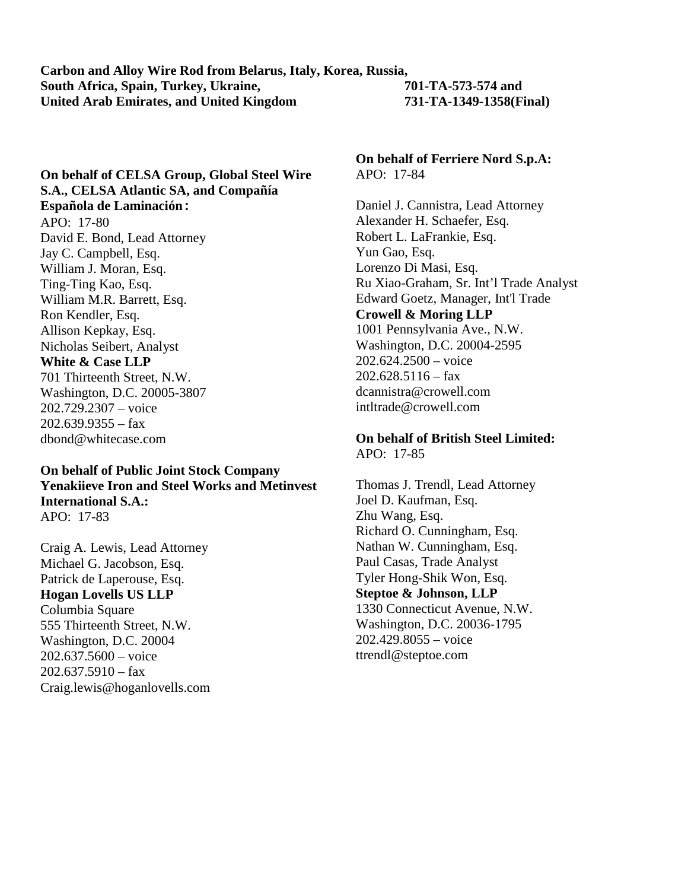**Carbon and Alloy Wire Rod from Belarus, Italy, Korea, Russia, South Africa, Spain, Turkey, Ukraine, United Arab Emirates, and United Kingdom**

**701-TA-573-574 and 731-TA-1349-1358(Final)**

**On behalf of CELSA Group, Global Steel Wire S.A., CELSA Atlantic SA, and Compañía Española de Laminación:**
APO: 17-80
David E. Bond, Lead Attorney
Jay C. Campbell, Esq.
William J. Moran, Esq.
Ting-Ting Kao, Esq.
William M.R. Barrett, Esq.
Ron Kendler, Esq.
Allison Kepkay, Esq.
Nicholas Seibert, Analyst
**White & Case LLP**
701 Thirteenth Street, N.W.
Washington, D.C. 20005-3807
202.729.2307 – voice
202.639.9355 – fax
dbond@whitecase.com

**On behalf of Public Joint Stock Company Yenakiieve Iron and Steel Works and Metinvest International S.A.:**
APO: 17-83

Craig A. Lewis, Lead Attorney
Michael G. Jacobson, Esq.
Patrick de Laperouse, Esq.
**Hogan Lovells US LLP**
Columbia Square
555 Thirteenth Street, N.W.
Washington, D.C. 20004
202.637.5600 – voice
202.637.5910 – fax
Craig.lewis@hoganlovells.com

**On behalf of Ferriere Nord S.p.A:**
APO: 17-84

Daniel J. Cannistra, Lead Attorney
Alexander H. Schaefer, Esq.
Robert L. LaFrankie, Esq.
Yun Gao, Esq.
Lorenzo Di Masi, Esq.
Ru Xiao-Graham, Sr. Int'l Trade Analyst
Edward Goetz, Manager, Int'l Trade
**Crowell & Moring LLP**
1001 Pennsylvania Ave., N.W.
Washington, D.C. 20004-2595
202.624.2500 – voice
202.628.5116 – fax
dcannistra@crowell.com
intltrade@crowell.com

**On behalf of British Steel Limited:**
APO: 17-85

Thomas J. Trendl, Lead Attorney
Joel D. Kaufman, Esq.
Zhu Wang, Esq.
Richard O. Cunningham, Esq.
Nathan W. Cunningham, Esq.
Paul Casas, Trade Analyst
Tyler Hong-Shik Won, Esq.
**Steptoe & Johnson, LLP**
1330 Connecticut Avenue, N.W.
Washington, D.C. 20036-1795
202.429.8055 – voice
ttrendl@steptoe.com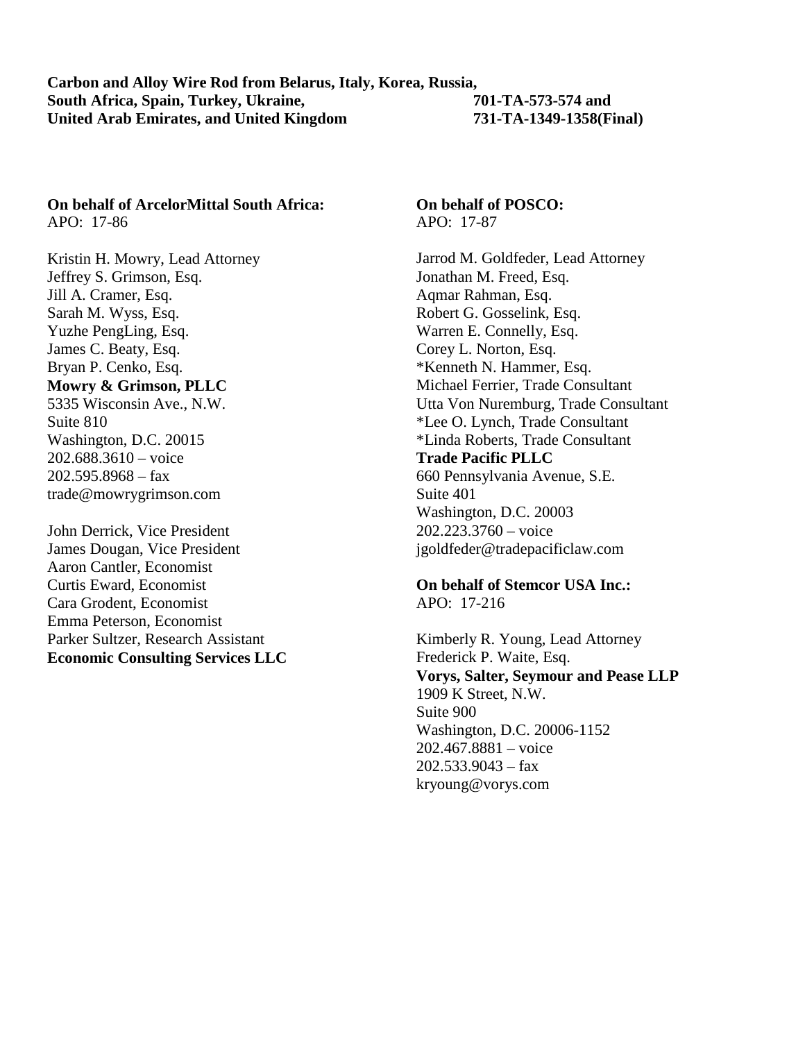**Carbon and Alloy Wire Rod from Belarus, Italy, Korea, Russia, South Africa, Spain, Turkey, Ukraine, United Arab Emirates, and United Kingdom**

**701-TA-573-574 and 731-TA-1349-1358(Final)**

**On behalf of ArcelorMittal South Africa:**
APO: 17-86

Kristin H. Mowry, Lead Attorney
Jeffrey S. Grimson, Esq.
Jill A. Cramer, Esq.
Sarah M. Wyss, Esq.
Yuzhe PengLing, Esq.
James C. Beaty, Esq.
Bryan P. Cenko, Esq.
**Mowry & Grimson, PLLC**
5335 Wisconsin Ave., N.W.
Suite 810
Washington, D.C. 20015
202.688.3610 – voice
202.595.8968 – fax
trade@mowrygrimson.com

John Derrick, Vice President
James Dougan, Vice President
Aaron Cantler, Economist
Curtis Eward, Economist
Cara Grodent, Economist
Emma Peterson, Economist
Parker Sultzer, Research Assistant
**Economic Consulting Services LLC**

**On behalf of POSCO:**
APO: 17-87

Jarrod M. Goldfeder, Lead Attorney
Jonathan M. Freed, Esq.
Aqmar Rahman, Esq.
Robert G. Gosselink, Esq.
Warren E. Connelly, Esq.
Corey L. Norton, Esq.
*Kenneth N. Hammer, Esq.
Michael Ferrier, Trade Consultant
Utta Von Nuremburg, Trade Consultant
*Lee O. Lynch, Trade Consultant
*Linda Roberts, Trade Consultant
**Trade Pacific PLLC**
660 Pennsylvania Avenue, S.E.
Suite 401
Washington, D.C. 20003
202.223.3760 – voice
jgoldfeder@tradepacificlaw.com

**On behalf of Stemcor USA Inc.:**
APO: 17-216

Kimberly R. Young, Lead Attorney
Frederick P. Waite, Esq.
**Vorys, Salter, Seymour and Pease LLP**
1909 K Street, N.W.
Suite 900
Washington, D.C. 20006-1152
202.467.8881 – voice
202.533.9043 – fax
kryoung@vorys.com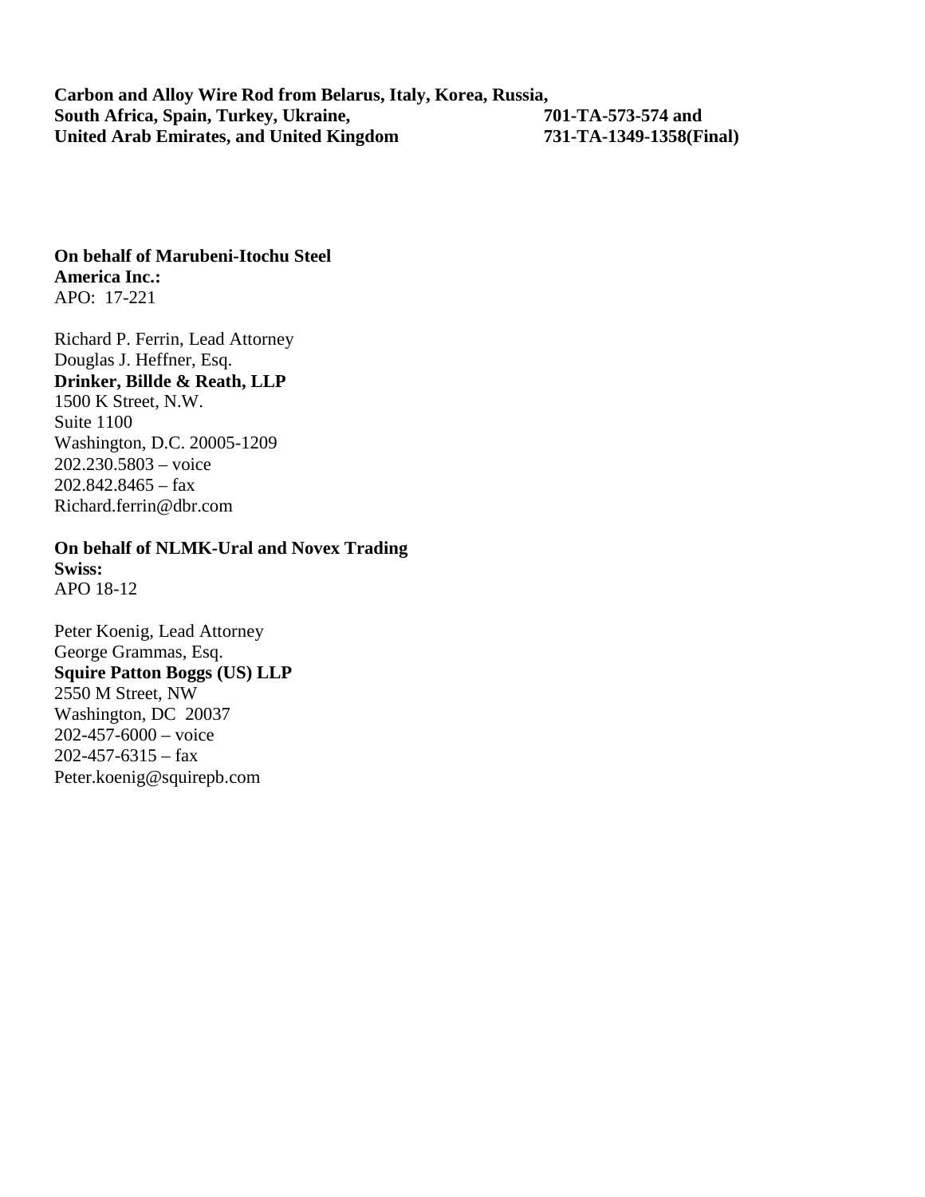**Carbon and Alloy Wire Rod from Belarus, Italy, Korea, Russia, South Africa, Spain, Turkey, Ukraine, United Arab Emirates, and United Kingdom**

**701-TA-573-574 and 731-TA-1349-1358(Final)**

**On behalf of Marubeni-Itochu Steel America Inc.:**
APO: 17-221

Richard P. Ferrin, Lead Attorney
Douglas J. Heffner, Esq.
**Drinker, Billde & Reath, LLP**
1500 K Street, N.W.
Suite 1100
Washington, D.C. 20005-1209
202.230.5803 – voice
202.842.8465 – fax
Richard.ferrin@dbr.com

**On behalf of NLMK-Ural and Novex Trading Swiss:**
APO 18-12

Peter Koenig, Lead Attorney
George Grammas, Esq.
**Squire Patton Boggs (US) LLP**
2550 M Street, NW
Washington, DC 20037
202-457-6000 – voice
202-457-6315 – fax
Peter.koenig@squirepb.com